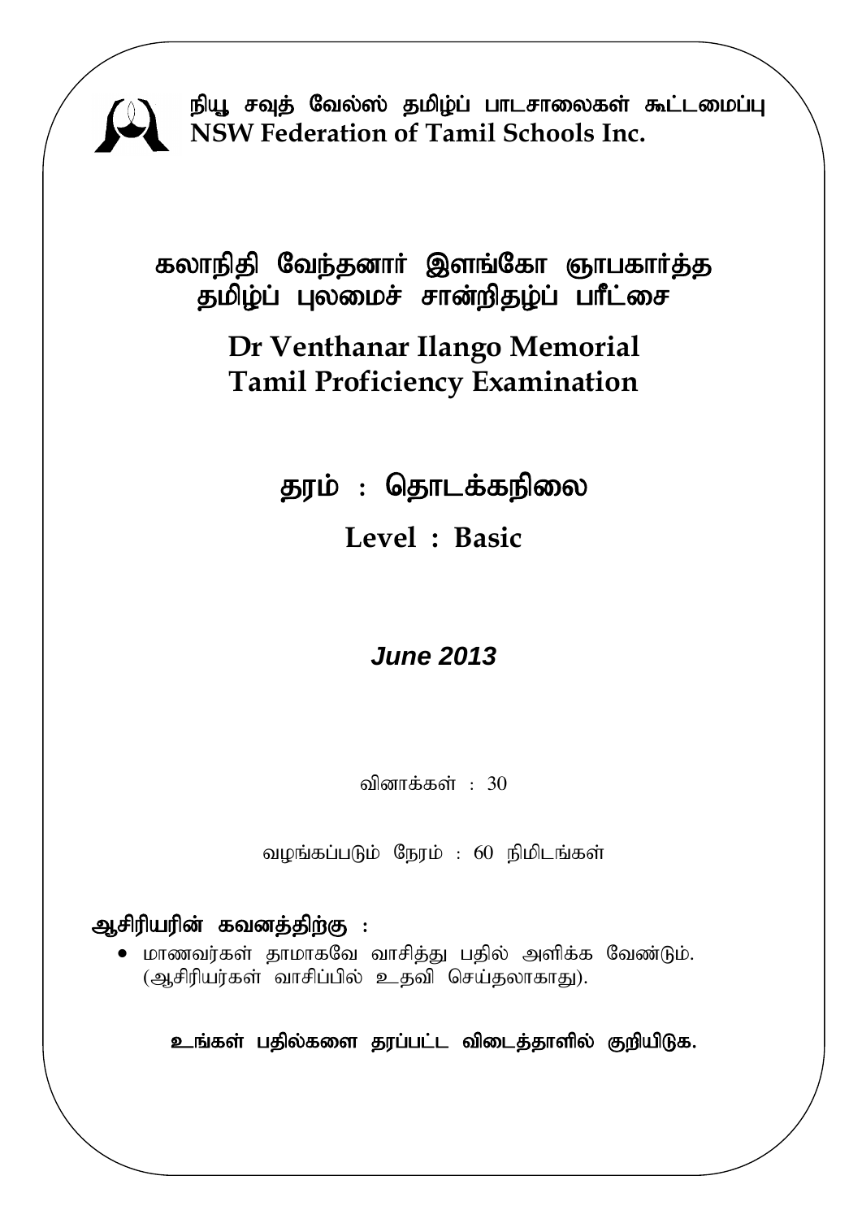நியூ சவுத் வேல்ஸ் தமிழ்ப் பாடசாலைகள் கூட்டமைப்பு
**NSW Federation of Tamil Schools Inc.**

# கலாநிதி வேந்தனார் இளங்கோ ஞாபகார்த்த தமிழ்ப் புலமைச் சான்றிதழ்ப் பரீட்சை

# Dr Venthanar Ilango Memorial Tamil Proficiency Examination

## தரம் : தொடக்கநிலை

## Level : Basic

***June 2013***

வினாக்கள் : 30

வழங்கப்படும் நேரம் : 60 நிமிடங்கள்

**ஆசிரியரின் கவனத்திற்கு :**

- மாணவர்கள் தாமாகவே வாசித்து பதில் அளிக்க வேண்டும். (ஆசிரியர்கள் வாசிப்பில் உதவி செய்தலாகாது).

**உங்கள் பதில்களை தரப்பட்ட விடைத்தாளில் குறியிடுக.**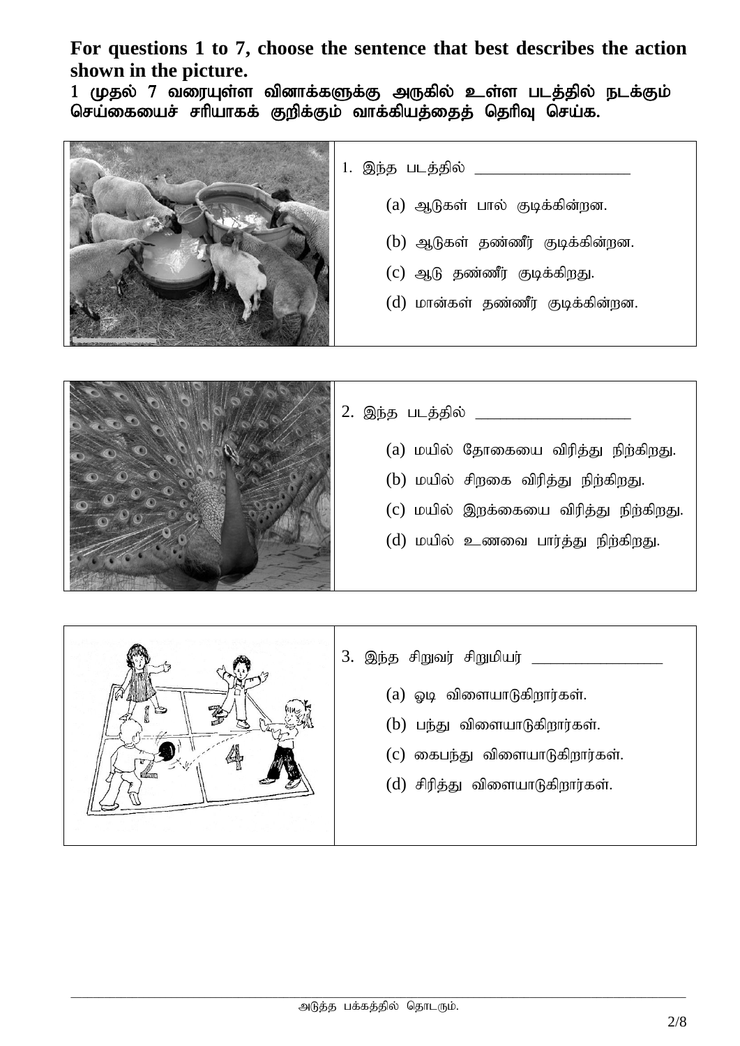**For questions 1 to 7, choose the sentence that best describes the action shown in the picture.**

**1 முதல் 7 வரையுள்ள வினாக்களுக்கு அருகில் உள்ள படத்தில் நடக்கும் செய்கையைச் சரியாகக் குறிக்கும் வாக்கியத்தைத் தெரிவு செய்க.**

1. இந்த படத்தில் ___________________

   (a) ஆடுகள் பால் குடிக்கின்றன.

   (b) ஆடுகள் தண்ணீர் குடிக்கின்றன.

   (c) ஆடு தண்ணீர் குடிக்கிறது.

   (d) மான்கள் தண்ணீர் குடிக்கின்றன.

2. இந்த படத்தில் ___________________

   (a) மயில் தோகையை விரித்து நிற்கிறது.

   (b) மயில் சிறகை விரித்து நிற்கிறது.

   (c) மயில் இறக்கையை விரித்து நிற்கிறது.

   (d) மயில் உணவை பார்த்து நிற்கிறது.

3. இந்த சிறுவர் சிறுமியர் ________________

   (a) ஓடி விளையாடுகிறார்கள்.

   (b) பந்து விளையாடுகிறார்கள்.

   (c) கைபந்து விளையாடுகிறார்கள்.

   (d) சிரித்து விளையாடுகிறார்கள்.

அடுத்த பக்கத்தில் தொடரும்.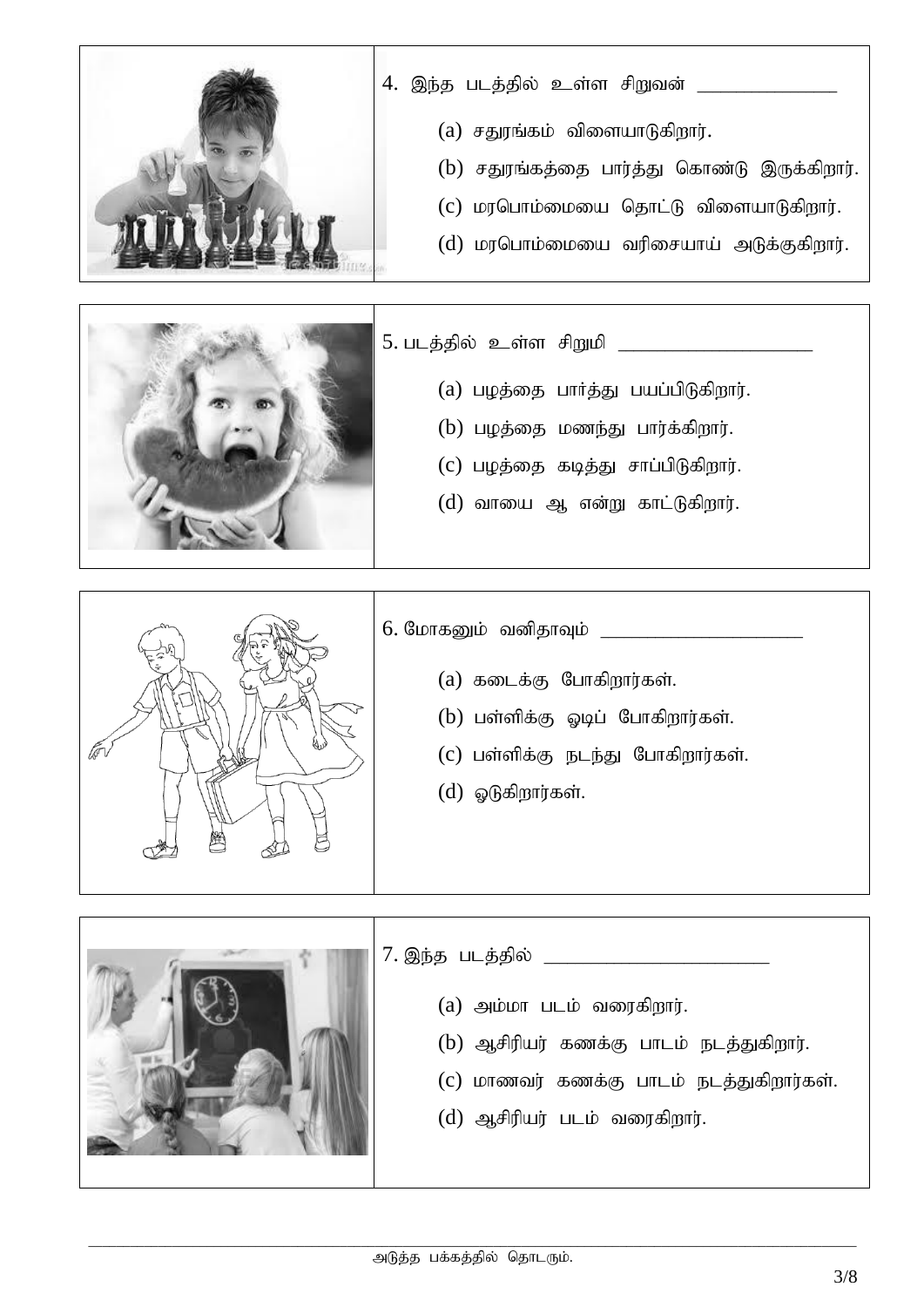4. இந்த படத்தில் உள்ள சிறுவன் _____________

(a) சதுரங்கம் விளையாடுகிறார்.

(b) சதுரங்கத்தை பார்த்து கொண்டு இருக்கிறார்.

(c) மரபொம்மையை தொட்டு விளையாடுகிறார்.

(d) மரபொம்மையை வரிசையாய் அடுக்குகிறார்.

5. படத்தில் உள்ள சிறுமி ___________________

(a) பழத்தை பார்த்து பயப்பிடுகிறார்.

(b) பழத்தை மணந்து பார்க்கிறார்.

(c) பழத்தை கடித்து சாப்பிடுகிறார்.

(d) வாயை ஆ என்று காட்டுகிறார்.

6. மோகனும் வனிதாவும் ____________________

(a) கடைக்கு போகிறார்கள்.

(b) பள்ளிக்கு ஓடிப் போகிறார்கள்.

(c) பள்ளிக்கு நடந்து போகிறார்கள்.

(d) ஓடுகிறார்கள்.

7. இந்த படத்தில் ______________________

(a) அம்மா படம் வரைகிறார்.

(b) ஆசிரியர் கணக்கு பாடம் நடத்துகிறார்.

(c) மாணவர் கணக்கு பாடம் நடத்துகிறார்கள்.

(d) ஆசிரியர் படம் வரைகிறார்.

அடுத்த பக்கத்தில் தொடரும்.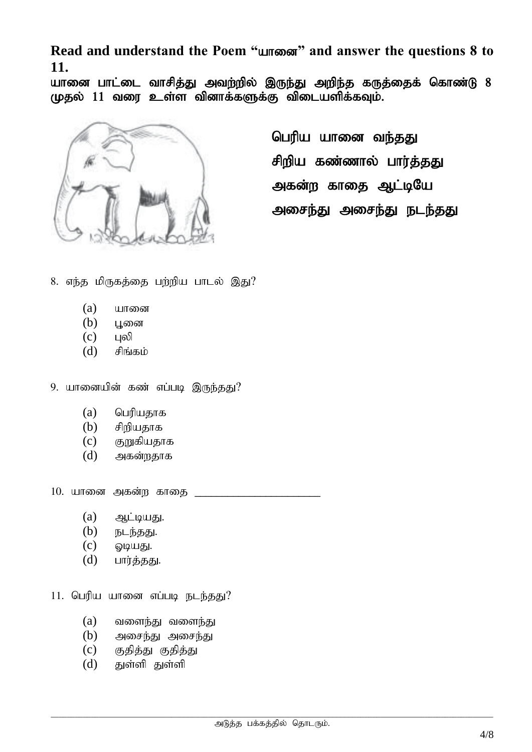**Read and understand the Poem "யானை" and answer the questions 8 to 11.**

**யானை பாட்டை வாசித்து அவற்றில் இருந்து அறிந்த கருத்தைக் கொண்டு 8 முதல் 11 வரை உள்ள வினாக்களுக்கு விடையளிக்கவும்.**

**பெரிய யானை வந்தது**
**சிறிய கண்ணால் பார்த்தது**
**அகன்ற காதை ஆட்டியே**
**அசைந்து அசைந்து நடந்தது**

8. எந்த மிருகத்தை பற்றிய பாடல் இது?

   (a) யானை
   (b) பூனை
   (c) புலி
   (d) சிங்கம்

9. யானையின் கண் எப்படி இருந்தது?

   (a) பெரியதாக
   (b) சிறியதாக
   (c) குறுகியதாக
   (d) அகன்றதாக

10. யானை அகன்ற காதை ______________________

   (a) ஆட்டியது.
   (b) நடந்தது.
   (c) ஓடியது.
   (d) பார்த்தது.

11. பெரிய யானை எப்படி நடந்தது?

   (a) வளைந்து வளைந்து
   (b) அசைந்து அசைந்து
   (c) குதித்து குதித்து
   (d) துள்ளி துள்ளி

அடுத்த பக்கத்தில் தொடரும்.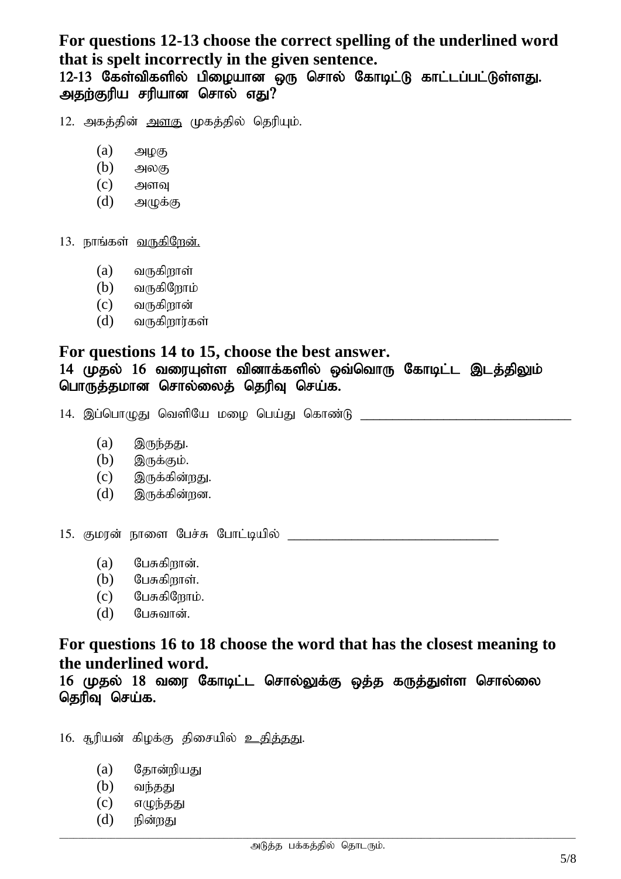**For questions 12-13 choose the correct spelling of the underlined word that is spelt incorrectly in the given sentence.**
**12-13 கேள்விகளில் பிழையான ஒரு சொல் கோடிட்டு காட்டப்பட்டுள்ளது. அதற்குரிய சரியான சொல் எது?**

12. அகத்தின் <u>அளகு</u> முகத்தில் தெரியும்.

  - (a) அழகு
  - (b) அலகு
  - (c) அளவு
  - (d) அழுக்கு

13. நாங்கள் <u>வருகிறேன்.</u>

  - (a) வருகிறாள்
  - (b) வருகிறோம்
  - (c) வருகிறான்
  - (d) வருகிறார்கள்

**For questions 14 to 15, choose the best answer.**
**14 முதல் 16 வரையுள்ள வினாக்களில் ஒவ்வொரு கோடிட்ட இடத்திலும் பொருத்தமான சொல்லைத் தெரிவு செய்க.**

14. இப்பொழுது வெளியே மழை பெய்து கொண்டு ______________________________

  - (a) இருந்தது.
  - (b) இருக்கும்.
  - (c) இருக்கின்றது.
  - (d) இருக்கின்றன.

15. குமரன் நாளை பேச்சு போட்டியில் ______________________________

  - (a) பேசுகிறான்.
  - (b) பேசுகிறாள்.
  - (c) பேசுகிறோம்.
  - (d) பேசுவான்.

**For questions 16 to 18 choose the word that has the closest meaning to the underlined word.**
**16 முதல் 18 வரை கோடிட்ட சொல்லுக்கு ஒத்த கருத்துள்ள சொல்லை தெரிவு செய்க.**

16. சூரியன் கிழக்கு திசையில் <u>உதித்தது</u>.

  - (a) தோன்றியது
  - (b) வந்தது
  - (c) எழுந்தது
  - (d) நின்றது

அடுத்த பக்கத்தில் தொடரும்.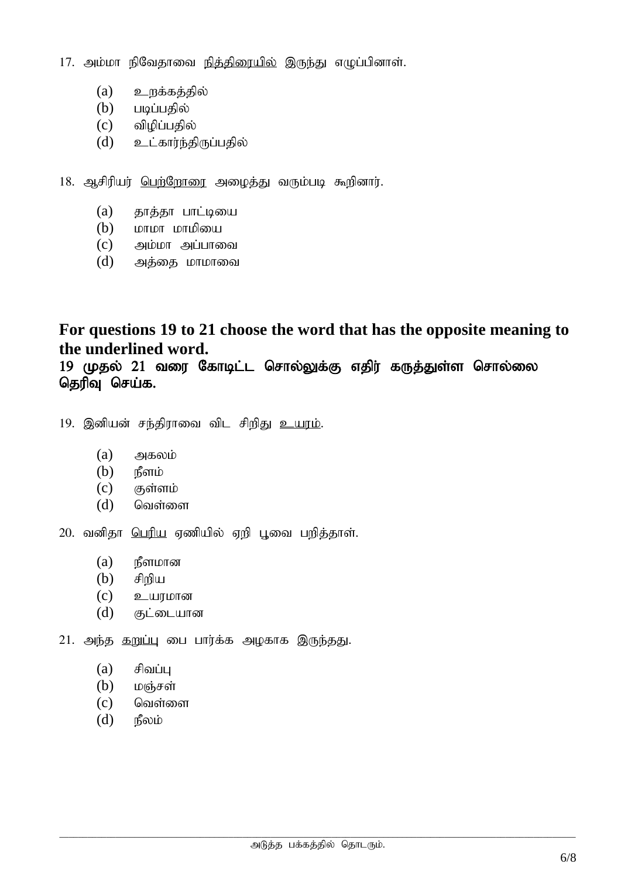17. அம்மா நிவேதாவை <u>நித்திரையில்</u> இருந்து எழுப்பினாள்.

(a) உறக்கத்தில்
(b) படிப்பதில்
(c) விழிப்பதில்
(d) உட்கார்ந்திருப்பதில்

18. ஆசிரியர் <u>பெற்றோரை</u> அழைத்து வரும்படி கூறினார்.

(a) தாத்தா பாட்டியை
(b) மாமா மாமியை
(c) அம்மா அப்பாவை
(d) அத்தை மாமாவை

## For questions 19 to 21 choose the word that has the opposite meaning to the underlined word.

## 19 முதல் 21 வரை கோடிட்ட சொல்லுக்கு எதிர் கருத்துள்ள சொல்லை தெரிவு செய்க.

19. இனியன் சந்திராவை விட சிறிது <u>உயரம்</u>.

(a) அகலம்
(b) நீளம்
(c) குள்ளம்
(d) வெள்ளை

20. வனிதா <u>பெரிய</u> ஏணியில் ஏறி பூவை பறித்தாள்.

(a) நீளமான
(b) சிறிய
(c) உயரமான
(d) குட்டையான

21. அந்த <u>கறுப்பு</u> பை பார்க்க அழகாக இருந்தது.

(a) சிவப்பு
(b) மஞ்சள்
(c) வெள்ளை
(d) நீலம்

அடுத்த பக்கத்தில் தொடரும்.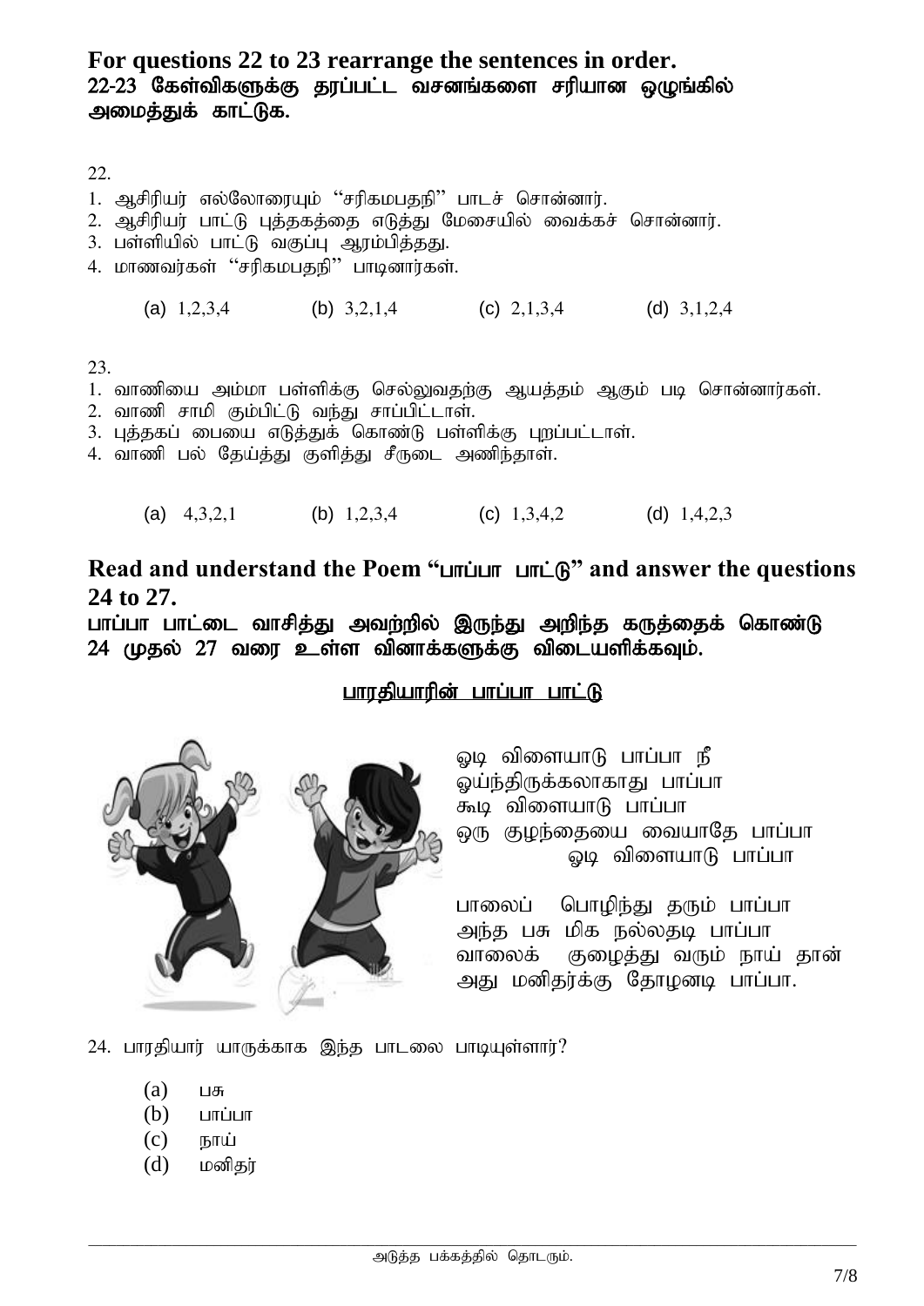## For questions 22 to 23 rearrange the sentences in order.
### 22-23 கேள்விகளுக்கு தரப்பட்ட வசனங்களை சரியான ஒழுங்கில் அமைத்துக் காட்டுக.

22.

1. ஆசிரியர் எல்லோரையும் "சரிகமபதநி" பாடச் சொன்னார்.
2. ஆசிரியர் பாட்டு புத்தகத்தை எடுத்து மேசையில் வைக்கச் சொன்னார்.
3. பள்ளியில் பாட்டு வகுப்பு ஆரம்பித்தது.
4. மாணவர்கள் "சரிகமபதநி" பாடினார்கள்.

(a) 1,2,3,4 (b) 3,2,1,4 (c) 2,1,3,4 (d) 3,1,2,4

23.

1. வாணியை அம்மா பள்ளிக்கு செல்லுவதற்கு ஆயத்தம் ஆகும் படி சொன்னார்கள்.
2. வாணி சாமி கும்பிட்டு வந்து சாப்பிட்டாள்.
3. புத்தகப் பையை எடுத்துக் கொண்டு பள்ளிக்கு புறப்பட்டாள்.
4. வாணி பல் தேய்த்து குளித்து சீருடை அணிந்தாள்.

(a) 4,3,2,1 (b) 1,2,3,4 (c) 1,3,4,2 (d) 1,4,2,3

## Read and understand the Poem "பாப்பா பாட்டு" and answer the questions 24 to 27.
### பாப்பா பாட்டை வாசித்து அவற்றில் இருந்து அறிந்த கருத்தைக் கொண்டு 24 முதல் 27 வரை உள்ள வினாக்களுக்கு விடையளிக்கவும்.

**பாரதியாரின் பாப்பா பாட்டு**

ஓடி விளையாடு பாப்பா நீ
ஓய்ந்திருக்கலாகாது பாப்பா
கூடி விளையாடு பாப்பா
ஒரு குழந்தையை வையாதே பாப்பா
ஓடி விளையாடு பாப்பா

பாலைப் பொழிந்து தரும் பாப்பா
அந்த பசு மிக நல்லதடி பாப்பா
வாலைக் குழைத்து வரும் நாய் தான்
அது மனிதர்க்கு தோழனடி பாப்பா.

24. பாரதியார் யாருக்காக இந்த பாடலை பாடியுள்ளார்?

(a) பசு
(b) பாப்பா
(c) நாய்
(d) மனிதர்

அடுத்த பக்கத்தில் தொடரும்.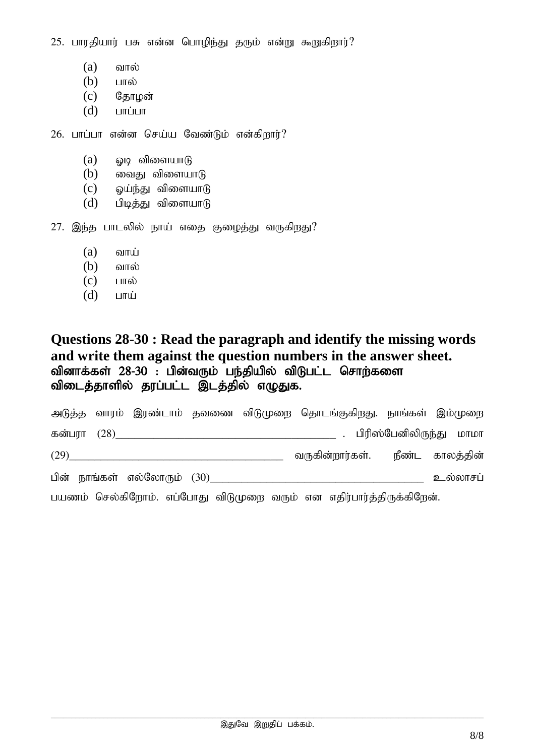25. பாரதியார் பசு என்ன பொழிந்து தரும் என்று கூறுகிறார்?

(a) வால்
(b) பால்
(c) தோழன்
(d) பாப்பா

26. பாப்பா என்ன செய்ய வேண்டும் என்கிறார்?

(a) ஓடி விளையாடு
(b) வைது விளையாடு
(c) ஓய்ந்து விளையாடு
(d) பிடித்து விளையாடு

27. இந்த பாடலில் நாய் எதை குழைத்து வருகிறது?

(a) வாய்
(b) வால்
(c) பால்
(d) பாய்

## Questions 28-30 : Read the paragraph and identify the missing words and write them against the question numbers in the answer sheet.
## வினாக்கள் 28-30 : பின்வரும் பந்தியில் விடுபட்ட சொற்களை விடைத்தாளில் தரப்பட்ட இடத்தில் எழுதுக.

அடுத்த வாரம் இரண்டாம் தவணை விடுமுறை தொடங்குகிறது. நாங்கள் இம்முறை கன்பரா (28)________________________ . பிரிஸ்பேனிலிருந்து மாமா (29)________________________ வருகின்றார்கள். நீண்ட காலத்தின் பின் நாங்கள் எல்லோரும் (30)________________________ உல்லாசப் பயணம் செல்கிறோம். எப்போது விடுமுறை வரும் என எதிர்பார்த்திருக்கிறேன்.

இதுவே இறுதிப் பக்கம்.